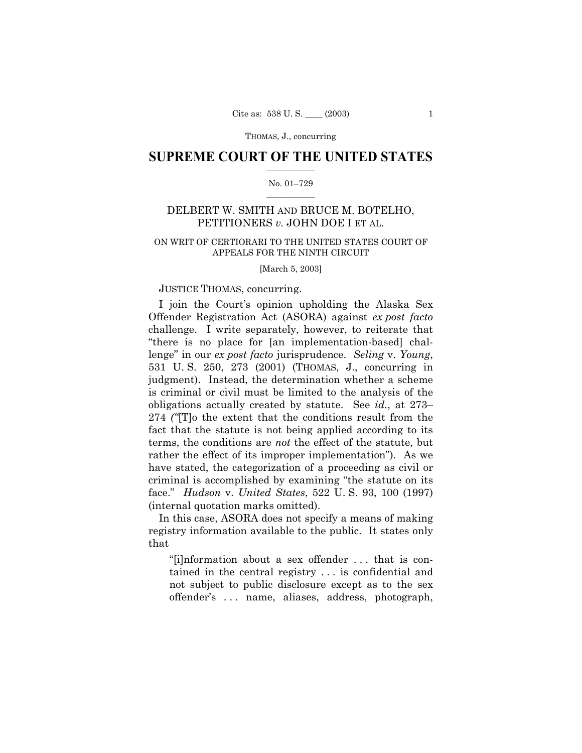## SUPREME COURT OF THE UNITED STATES

No. 01–729

DELBERT W. SMITH AND BRUCE M. BOTELHO, PETITIONERS *v.* JOHN DOE I ET AL.

ON WRIT OF CERTIORARI TO THE UNITED STATES COURT OF APPEALS FOR THE NINTH CIRCUIT

[March 5, 2003]

JUSTICE THOMAS, concurring.

I join the Court's opinion upholding the Alaska Sex Offender Registration Act (ASORA) against *ex post facto* challenge. I write separately, however, to reiterate that "there is no place for [an implementation-based] challenge" in our *ex post facto* jurisprudence. *Seling* v. *Young*, 531 U. S. 250, 273 (2001) (THOMAS, J., concurring in judgment). Instead, the determination whether a scheme is criminal or civil must be limited to the analysis of the obligations actually created by statute. See *id.*, at 273–274 ("[T]o the extent that the conditions result from the fact that the statute is not being applied according to its terms, the conditions are *not* the effect of the statute, but rather the effect of its improper implementation"). As we have stated, the categorization of a proceeding as civil or criminal is accomplished by examining "the statute on its face." *Hudson* v. *United States*, 522 U. S. 93, 100 (1997) (internal quotation marks omitted).

In this case, ASORA does not specify a means of making registry information available to the public. It states only that

> "[i]nformation about a sex offender . . . that is contained in the central registry . . . is confidential and not subject to public disclosure except as to the sex offender's . . . name, aliases, address, photograph,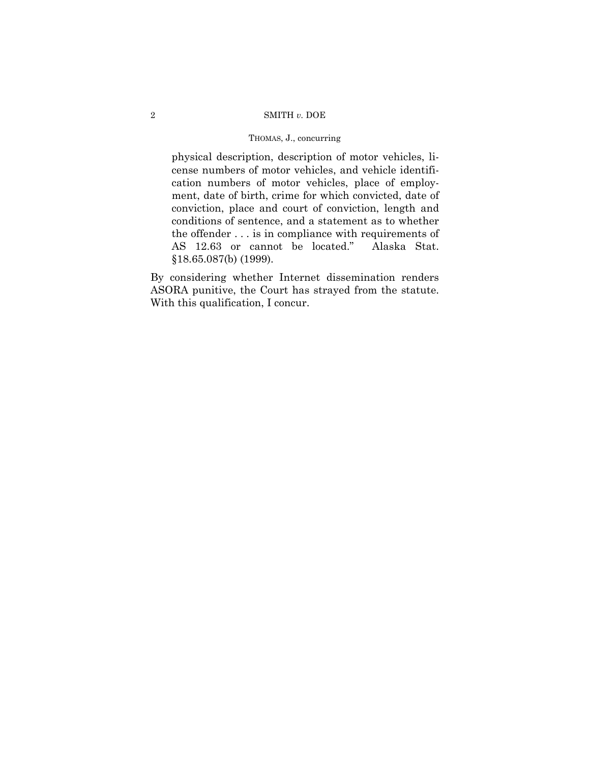> physical description, description of motor vehicles, license numbers of motor vehicles, and vehicle identification numbers of motor vehicles, place of employment, date of birth, crime for which convicted, date of conviction, place and court of conviction, length and conditions of sentence, and a statement as to whether the offender . . . is in compliance with requirements of AS 12.63 or cannot be located." Alaska Stat. §18.65.087(b) (1999).

By considering whether Internet dissemination renders ASORA punitive, the Court has strayed from the statute. With this qualification, I concur.